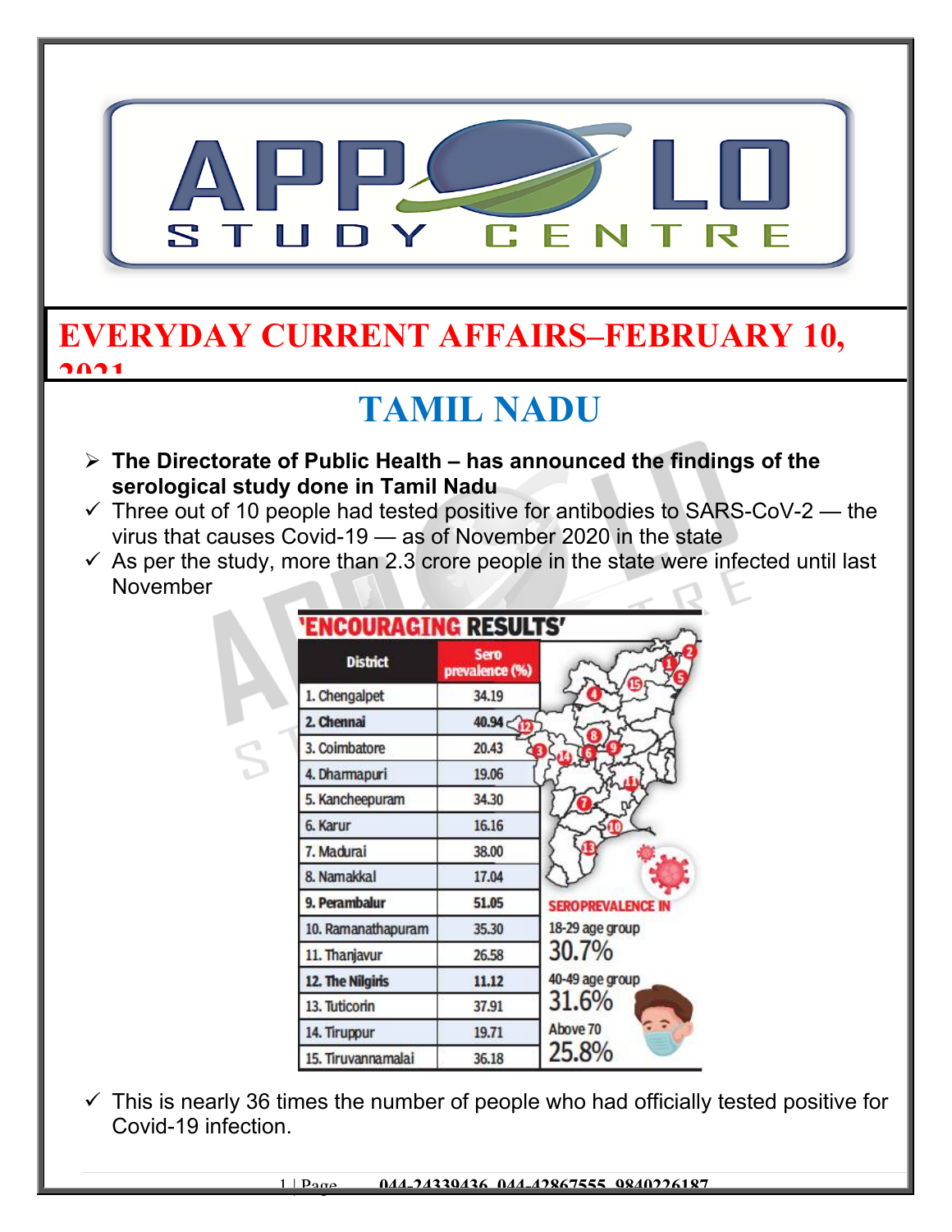# EVERYDAY CURRENT AFFAIRS–FEBRUARY 10, 2021

## TAMIL NADU

- **The Directorate of Public Health – has announced the findings of the serological study done in Tamil Nadu**
  - ✓ Three out of 10 people had tested positive for antibodies to SARS-CoV-2 — the virus that causes Covid-19 — as of November 2020 in the state
  - ✓ As per the study, more than 2.3 crore people in the state were infected until last November

**'ENCOURAGING RESULTS'**

| District | Sero prevalence (%) |
|---|---|
| 1. Chengalpet | 34.19 |
| **2. Chennai** | **40.94** |
| 3. Coimbatore | 20.43 |
| 4. Dharmapuri | 19.06 |
| 5. Kancheepuram | 34.30 |
| 6. Karur | 16.16 |
| 7. Madurai | 38.00 |
| 8. Namakkal | 17.04 |
| **9. Perambalur** | **51.05** |
| 10. Ramanathapuram | 35.30 |
| 11. Thanjavur | 26.58 |
| **12. The Nilgiris** | **11.12** |
| 13. Tuticorin | 37.91 |
| 14. Tiruppur | 19.71 |
| 15. Tiruvannamalai | 36.18 |

**SEROPREVALENCE IN**

- 18-29 age group: 30.7%
- 40-49 age group: 31.6%
- Above 70: 25.8%

  - ✓ This is nearly 36 times the number of people who had officially tested positive for Covid-19 infection.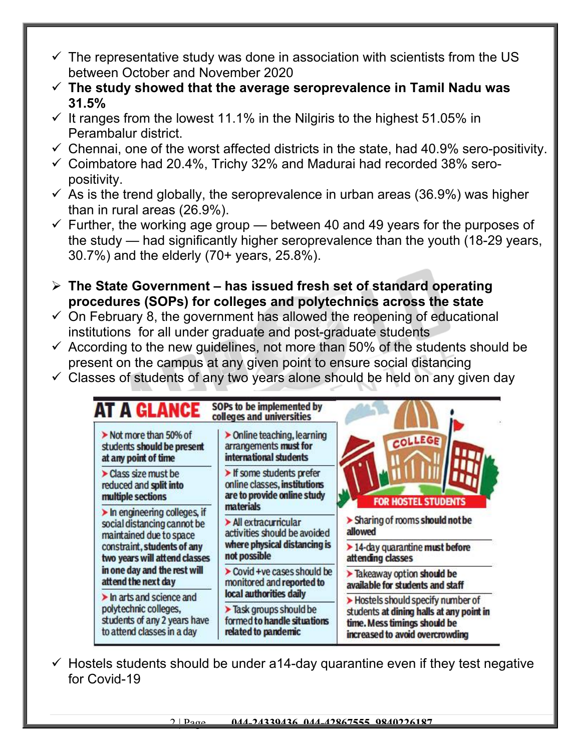- ✓ The representative study was done in association with scientists from the US between October and November 2020
- ✓ **The study showed that the average seroprevalence in Tamil Nadu was 31.5%**
- ✓ It ranges from the lowest 11.1% in the Nilgiris to the highest 51.05% in Perambalur district.
- ✓ Chennai, one of the worst affected districts in the state, had 40.9% sero-positivity.
- ✓ Coimbatore had 20.4%, Trichy 32% and Madurai had recorded 38% sero-positivity.
- ✓ As is the trend globally, the seroprevalence in urban areas (36.9%) was higher than in rural areas (26.9%).
- ✓ Further, the working age group — between 40 and 49 years for the purposes of the study — had significantly higher seroprevalence than the youth (18-29 years, 30.7%) and the elderly (70+ years, 25.8%).

- ➢ **The State Government – has issued fresh set of standard operating procedures (SOPs) for colleges and polytechnics across the state**
- ✓ On February 8, the government has allowed the reopening of educational institutions for all under graduate and post-graduate students
- ✓ According to the new guidelines, not more than 50% of the students should be present on the campus at any given point to ensure social distancing
- ✓ Classes of students of any two years alone should be held on any given day

**AT A GLANCE** — SOPs to be implemented by colleges and universities

- ➤ Not more than 50% of students **should be present at any point of time**
- ➤ Class size must be reduced and **split into multiple sections**
- ➤ In engineering colleges, if social distancing cannot be maintained due to space constraint, **students of any two years will attend classes in one day and the rest will attend the next day**
- ➤ In arts and science and polytechnic colleges, students of any 2 years have to attend classes in a day
- ➤ Online teaching, learning arrangements **must for international students**
- ➤ If some students prefer online classes, **institutions are to provide online study materials**
- ➤ All extracurricular activities should be avoided **where physical distancing is not possible**
- ➤ Covid +ve cases should be monitored and **reported to local authorities daily**
- ➤ Task groups should be **formed to handle situations related to pandemic**

**FOR HOSTEL STUDENTS**

- ➤ Sharing of rooms **should not be allowed**
- ➤ 14-day quarantine **must before attending classes**
- ➤ Takeaway option **should be available for students and staff**
- ➤ Hostels should specify number of students **at dining halls at any point in time. Mess timings should be increased to avoid overcrowding**

- ✓ Hostels students should be under a14-day quarantine even if they test negative for Covid-19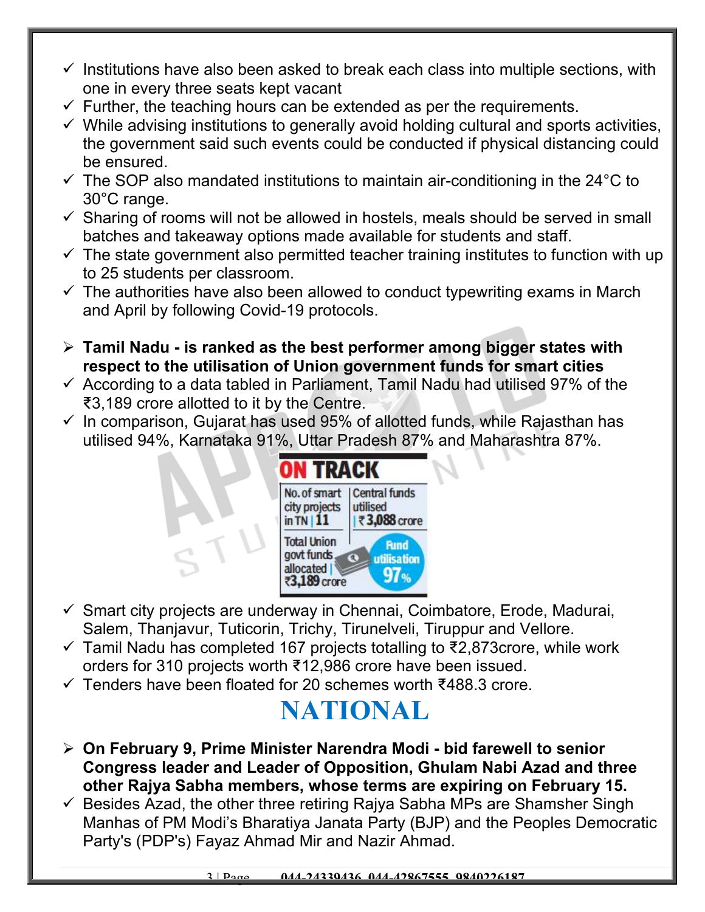- ✓ Institutions have also been asked to break each class into multiple sections, with one in every three seats kept vacant
- ✓ Further, the teaching hours can be extended as per the requirements.
- ✓ While advising institutions to generally avoid holding cultural and sports activities, the government said such events could be conducted if physical distancing could be ensured.
- ✓ The SOP also mandated institutions to maintain air-conditioning in the 24°C to 30°C range.
- ✓ Sharing of rooms will not be allowed in hostels, meals should be served in small batches and takeaway options made available for students and staff.
- ✓ The state government also permitted teacher training institutes to function with up to 25 students per classroom.
- ✓ The authorities have also been allowed to conduct typewriting exams in March and April by following Covid-19 protocols.

- ➢ **Tamil Nadu - is ranked as the best performer among bigger states with respect to the utilisation of Union government funds for smart cities**
- ✓ According to a data tabled in Parliament, Tamil Nadu had utilised 97% of the ₹3,189 crore allotted to it by the Centre.
- ✓ In comparison, Gujarat has used 95% of allotted funds, while Rajasthan has utilised 94%, Karnataka 91%, Uttar Pradesh 87% and Maharashtra 87%.

**ON TRACK**

| No. of smart city projects in TN \| 11 | Central funds utilised \| ₹3,088 crore |
| --- | --- |
| Total Union govt funds allocated \| ₹3,189 crore | Fund utilisation 97% |

- ✓ Smart city projects are underway in Chennai, Coimbatore, Erode, Madurai, Salem, Thanjavur, Tuticorin, Trichy, Tirunelveli, Tiruppur and Vellore.
- ✓ Tamil Nadu has completed 167 projects totalling to ₹2,873crore, while work orders for 310 projects worth ₹12,986 crore have been issued.
- ✓ Tenders have been floated for 20 schemes worth ₹488.3 crore.

# NATIONAL

- ➢ **On February 9, Prime Minister Narendra Modi - bid farewell to senior Congress leader and Leader of Opposition, Ghulam Nabi Azad and three other Rajya Sabha members, whose terms are expiring on February 15.**
- ✓ Besides Azad, the other three retiring Rajya Sabha MPs are Shamsher Singh Manhas of PM Modi's Bharatiya Janata Party (BJP) and the Peoples Democratic Party's (PDP's) Fayaz Ahmad Mir and Nazir Ahmad.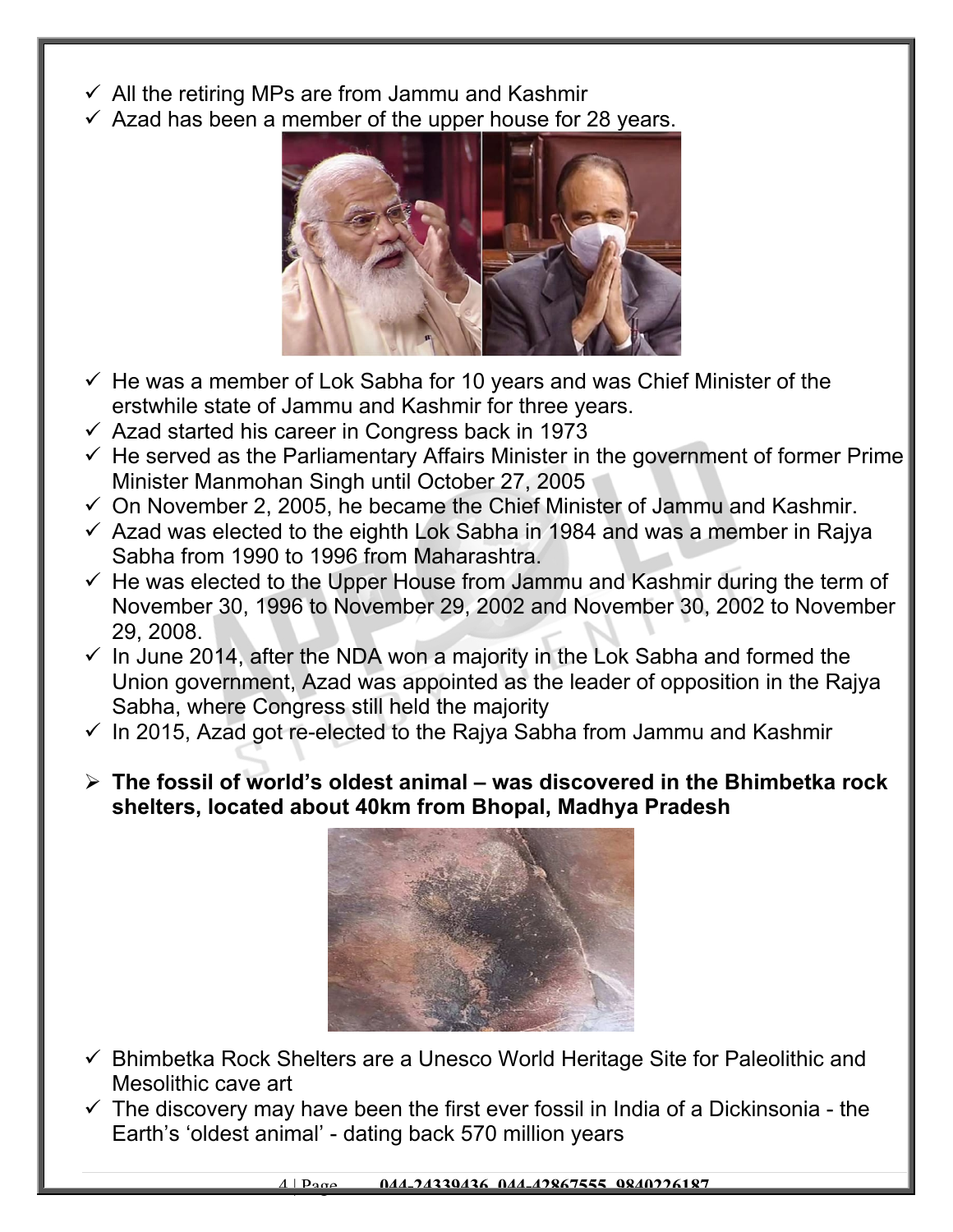- ✓ All the retiring MPs are from Jammu and Kashmir
- ✓ Azad has been a member of the upper house for 28 years.

- ✓ He was a member of Lok Sabha for 10 years and was Chief Minister of the erstwhile state of Jammu and Kashmir for three years.
- ✓ Azad started his career in Congress back in 1973
- ✓ He served as the Parliamentary Affairs Minister in the government of former Prime Minister Manmohan Singh until October 27, 2005
- ✓ On November 2, 2005, he became the Chief Minister of Jammu and Kashmir.
- ✓ Azad was elected to the eighth Lok Sabha in 1984 and was a member in Rajya Sabha from 1990 to 1996 from Maharashtra.
- ✓ He was elected to the Upper House from Jammu and Kashmir during the term of November 30, 1996 to November 29, 2002 and November 30, 2002 to November 29, 2008.
- ✓ In June 2014, after the NDA won a majority in the Lok Sabha and formed the Union government, Azad was appointed as the leader of opposition in the Rajya Sabha, where Congress still held the majority
- ✓ In 2015, Azad got re-elected to the Rajya Sabha from Jammu and Kashmir

- ➢ **The fossil of world's oldest animal – was discovered in the Bhimbetka rock shelters, located about 40km from Bhopal, Madhya Pradesh**

- ✓ Bhimbetka Rock Shelters are a Unesco World Heritage Site for Paleolithic and Mesolithic cave art
- ✓ The discovery may have been the first ever fossil in India of a Dickinsonia - the Earth's 'oldest animal' - dating back 570 million years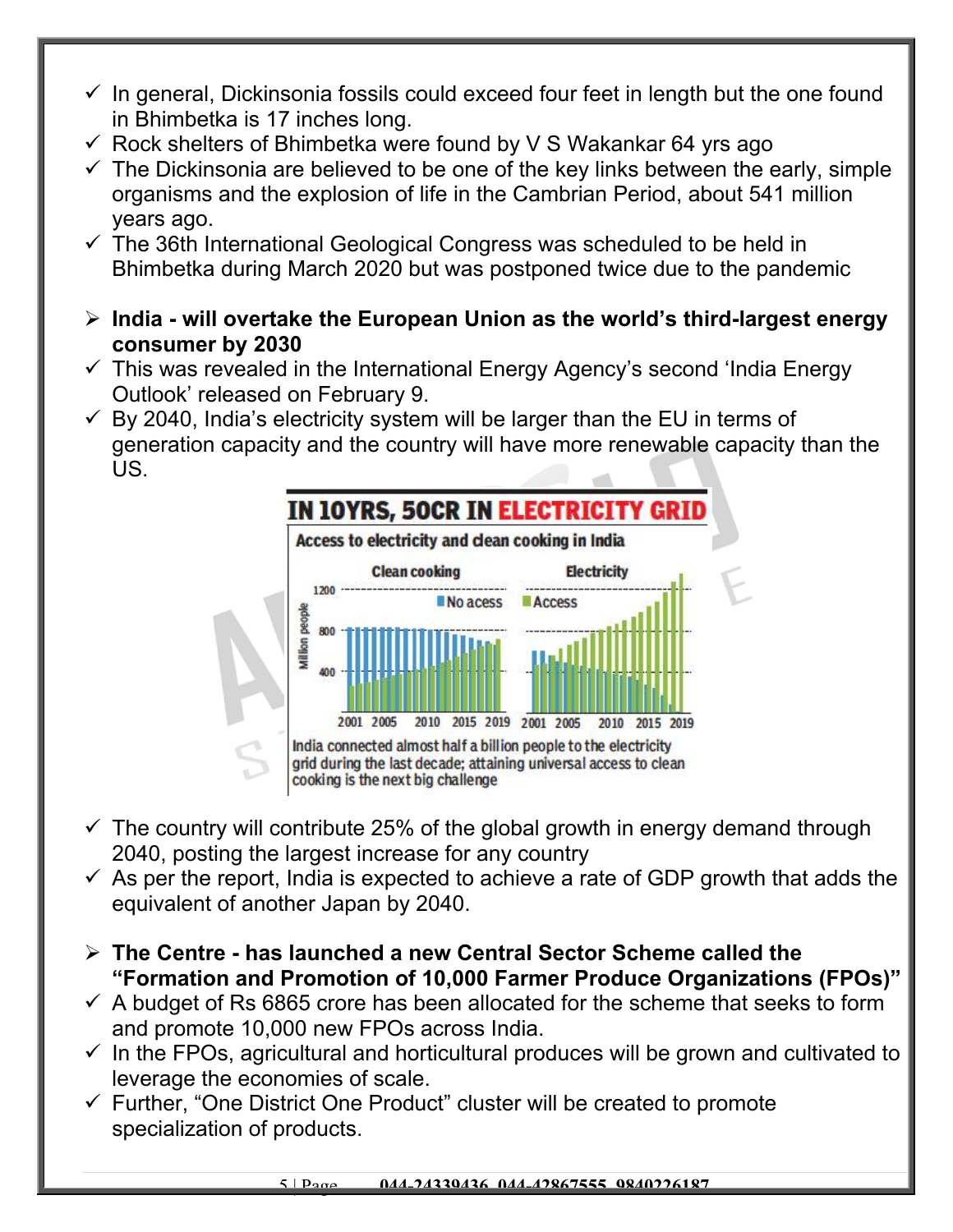- ✓ In general, Dickinsonia fossils could exceed four feet in length but the one found in Bhimbetka is 17 inches long.
- ✓ Rock shelters of Bhimbetka were found by V S Wakankar 64 yrs ago
- ✓ The Dickinsonia are believed to be one of the key links between the early, simple organisms and the explosion of life in the Cambrian Period, about 541 million years ago.
- ✓ The 36th International Geological Congress was scheduled to be held in Bhimbetka during March 2020 but was postponed twice due to the pandemic

- ➢ **India - will overtake the European Union as the world's third-largest energy consumer by 2030**
- ✓ This was revealed in the International Energy Agency's second 'India Energy Outlook' released on February 9.
- ✓ By 2040, India's electricity system will be larger than the EU in terms of generation capacity and the country will have more renewable capacity than the US.

IN 10YRS, 50CR IN ELECTRICITY GRID

Access to electricity and clean cooking in India

India connected almost half a billion people to the electricity grid during the last decade; attaining universal access to clean cooking is the next big challenge

- ✓ The country will contribute 25% of the global growth in energy demand through 2040, posting the largest increase for any country
- ✓ As per the report, India is expected to achieve a rate of GDP growth that adds the equivalent of another Japan by 2040.

- ➢ **The Centre - has launched a new Central Sector Scheme called the "Formation and Promotion of 10,000 Farmer Produce Organizations (FPOs)"**
- ✓ A budget of Rs 6865 crore has been allocated for the scheme that seeks to form and promote 10,000 new FPOs across India.
- ✓ In the FPOs, agricultural and horticultural produces will be grown and cultivated to leverage the economies of scale.
- ✓ Further, "One District One Product" cluster will be created to promote specialization of products.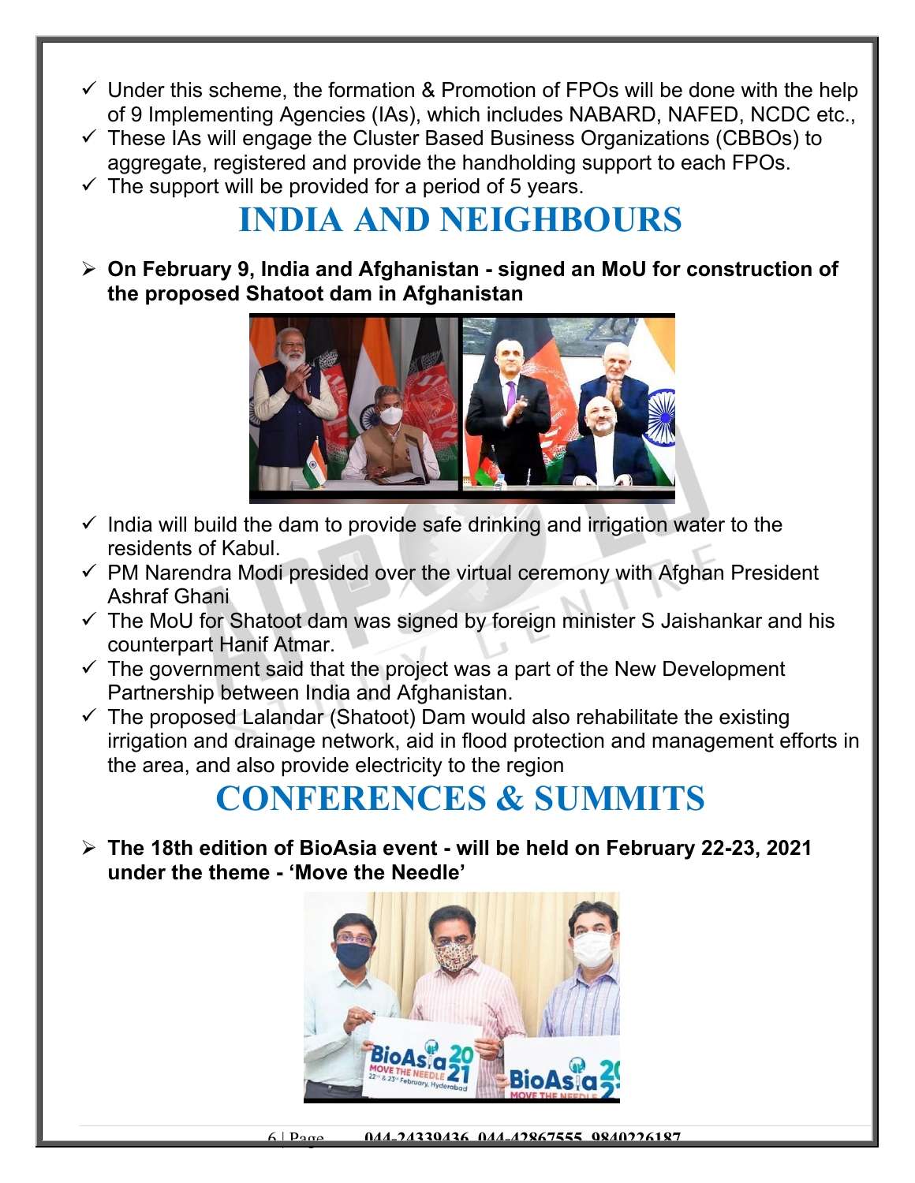- Under this scheme, the formation & Promotion of FPOs will be done with the help of 9 Implementing Agencies (IAs), which includes NABARD, NAFED, NCDC etc.,
- These IAs will engage the Cluster Based Business Organizations (CBBOs) to aggregate, registered and provide the handholding support to each FPOs.
- The support will be provided for a period of 5 years.

# INDIA AND NEIGHBOURS

- **On February 9, India and Afghanistan - signed an MoU for construction of the proposed Shatoot dam in Afghanistan**

  - India will build the dam to provide safe drinking and irrigation water to the residents of Kabul.
  - PM Narendra Modi presided over the virtual ceremony with Afghan President Ashraf Ghani
  - The MoU for Shatoot dam was signed by foreign minister S Jaishankar and his counterpart Hanif Atmar.
  - The government said that the project was a part of the New Development Partnership between India and Afghanistan.
  - The proposed Lalandar (Shatoot) Dam would also rehabilitate the existing irrigation and drainage network, aid in flood protection and management efforts in the area, and also provide electricity to the region

# CONFERENCES & SUMMITS

- **The 18th edition of BioAsia event - will be held on February 22-23, 2021 under the theme - 'Move the Needle'**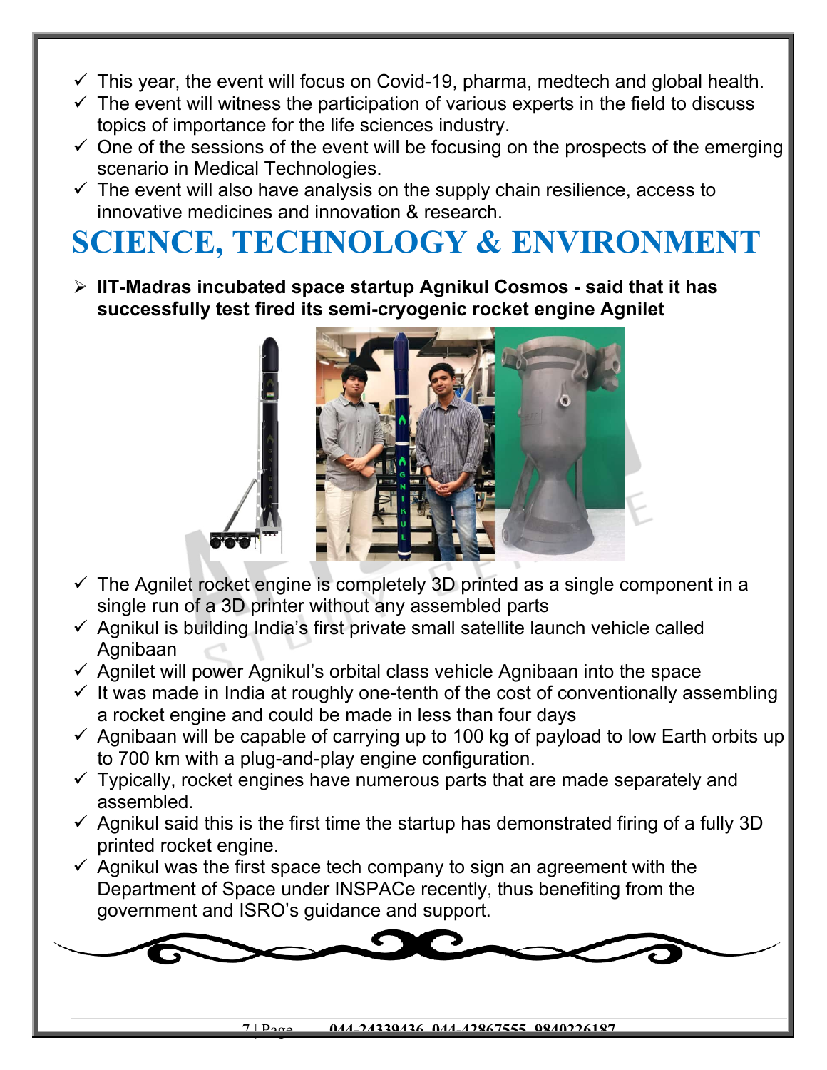- ✓ This year, the event will focus on Covid-19, pharma, medtech and global health.
- ✓ The event will witness the participation of various experts in the field to discuss topics of importance for the life sciences industry.
- ✓ One of the sessions of the event will be focusing on the prospects of the emerging scenario in Medical Technologies.
- ✓ The event will also have analysis on the supply chain resilience, access to innovative medicines and innovation & research.

# SCIENCE, TECHNOLOGY & ENVIRONMENT

- **IIT-Madras incubated space startup Agnikul Cosmos - said that it has successfully test fired its semi-cryogenic rocket engine Agnilet**

- ✓ The Agnilet rocket engine is completely 3D printed as a single component in a single run of a 3D printer without any assembled parts
- ✓ Agnikul is building India's first private small satellite launch vehicle called Agnibaan
- ✓ Agnilet will power Agnikul's orbital class vehicle Agnibaan into the space
- ✓ It was made in India at roughly one-tenth of the cost of conventionally assembling a rocket engine and could be made in less than four days
- ✓ Agnibaan will be capable of carrying up to 100 kg of payload to low Earth orbits up to 700 km with a plug-and-play engine configuration.
- ✓ Typically, rocket engines have numerous parts that are made separately and assembled.
- ✓ Agnikul said this is the first time the startup has demonstrated firing of a fully 3D printed rocket engine.
- ✓ Agnikul was the first space tech company to sign an agreement with the Department of Space under INSPACe recently, thus benefiting from the government and ISRO's guidance and support.